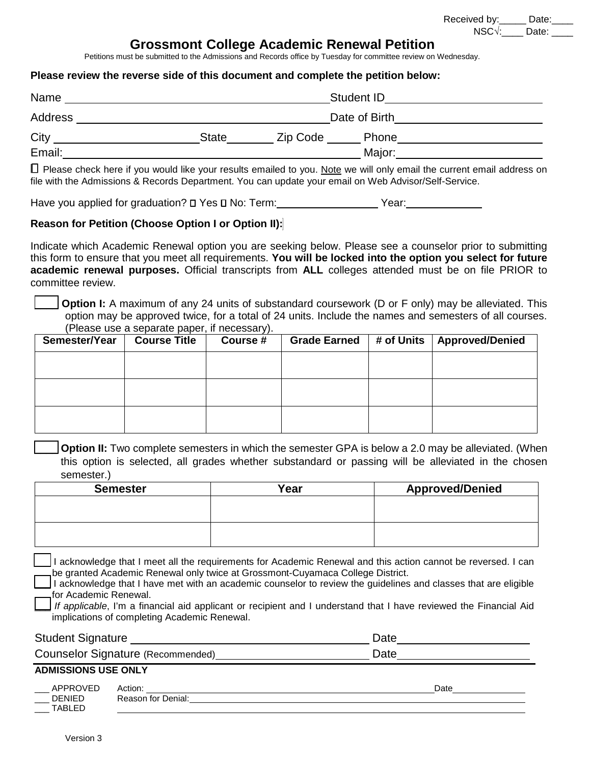Received by:_____ Date:____
NSC√:____ Date: ____

# Grossmont College Academic Renewal Petition

Petitions must be submitted to the Admissions and Records office by Tuesday for committee review on Wednesday.

**Please review the reverse side of this document and complete the petition below:**

Name ________________________________________ Student ID ______________________

Address ______________________________________ Date of Birth ____________________

City ____________________ State ________ Zip Code ______ Phone ____________________

Email: ______________________________________ Major: ____________________

☐ Please check here if you would like your results emailed to you. Note we will only email the current email address on file with the Admissions & Records Department. You can update your email on Web Advisor/Self-Service.

Have you applied for graduation? ☐ Yes ☐ No: Term: ________________ Year: ____________

**Reason for Petition (Choose Option I or Option II):**

Indicate which Academic Renewal option you are seeking below. Please see a counselor prior to submitting this form to ensure that you meet all requirements. **You will be locked into the option you select for future academic renewal purposes.** Official transcripts from **ALL** colleges attended must be on file PRIOR to committee review.

____ **Option I:** A maximum of any 24 units of substandard coursework (D or F only) may be alleviated. This option may be approved twice, for a total of 24 units. Include the names and semesters of all courses. (Please use a separate paper, if necessary).

| Semester/Year | Course Title | Course # | Grade Earned | # of Units | Approved/Denied |
|---|---|---|---|---|---|
| | | | | | |
| | | | | | |
| | | | | | |

____ **Option II:** Two complete semesters in which the semester GPA is below a 2.0 may be alleviated. (When this option is selected, all grades whether substandard or passing will be alleviated in the chosen semester.)

| Semester | Year | Approved/Denied |
|---|---|---|
| | | |
| | | |

___ I acknowledge that I meet all the requirements for Academic Renewal and this action cannot be reversed. I can be granted Academic Renewal only twice at Grossmont-Cuyamaca College District.

___ I acknowledge that I have met with an academic counselor to review the guidelines and classes that are eligible for Academic Renewal.

___ *If applicable*, I'm a financial aid applicant or recipient and I understand that I have reviewed the Financial Aid implications of completing Academic Renewal.

Student Signature ____________________________________ Date ____________________

Counselor Signature (Recommended) ____________________________ Date ____________________

**ADMISSIONS USE ONLY**

___ APPROVED Action: ______________________________________________ Date ______________
___ DENIED Reason for Denial: ______________________________________________
___ TABLED ______________________________________________

Version 3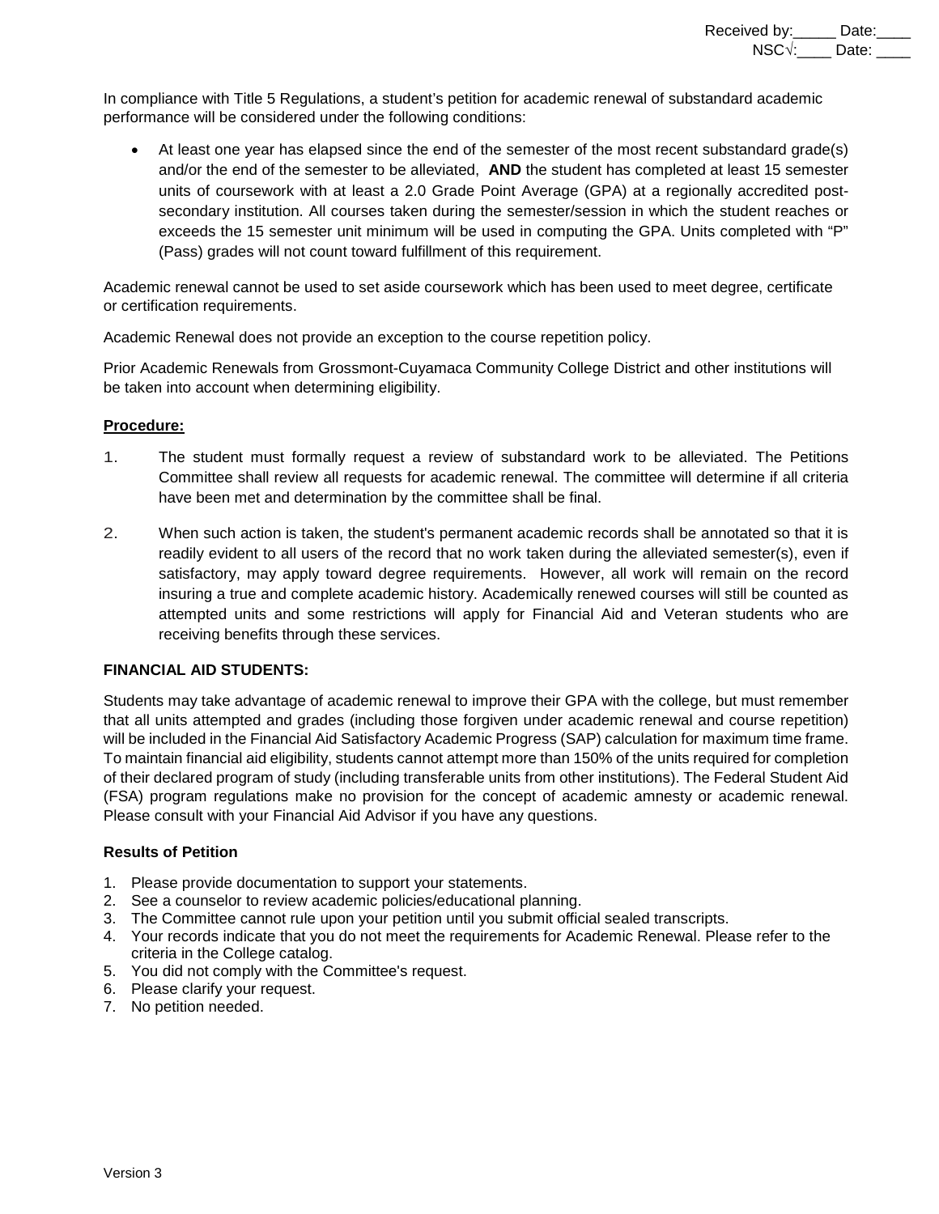Received by:_____ Date:____
NSC√:____ Date: ____

In compliance with Title 5 Regulations, a student's petition for academic renewal of substandard academic performance will be considered under the following conditions:

- At least one year has elapsed since the end of the semester of the most recent substandard grade(s) and/or the end of the semester to be alleviated, **AND** the student has completed at least 15 semester units of coursework with at least a 2.0 Grade Point Average (GPA) at a regionally accredited post-secondary institution. All courses taken during the semester/session in which the student reaches or exceeds the 15 semester unit minimum will be used in computing the GPA. Units completed with "P" (Pass) grades will not count toward fulfillment of this requirement.

Academic renewal cannot be used to set aside coursework which has been used to meet degree, certificate or certification requirements.

Academic Renewal does not provide an exception to the course repetition policy.

Prior Academic Renewals from Grossmont-Cuyamaca Community College District and other institutions will be taken into account when determining eligibility.

**Procedure:**

1. The student must formally request a review of substandard work to be alleviated. The Petitions Committee shall review all requests for academic renewal. The committee will determine if all criteria have been met and determination by the committee shall be final.
2. When such action is taken, the student's permanent academic records shall be annotated so that it is readily evident to all users of the record that no work taken during the alleviated semester(s), even if satisfactory, may apply toward degree requirements. However, all work will remain on the record insuring a true and complete academic history. Academically renewed courses will still be counted as attempted units and some restrictions will apply for Financial Aid and Veteran students who are receiving benefits through these services.

**FINANCIAL AID STUDENTS:**

Students may take advantage of academic renewal to improve their GPA with the college, but must remember that all units attempted and grades (including those forgiven under academic renewal and course repetition) will be included in the Financial Aid Satisfactory Academic Progress (SAP) calculation for maximum time frame. To maintain financial aid eligibility, students cannot attempt more than 150% of the units required for completion of their declared program of study (including transferable units from other institutions). The Federal Student Aid (FSA) program regulations make no provision for the concept of academic amnesty or academic renewal. Please consult with your Financial Aid Advisor if you have any questions.

**Results of Petition**

1. Please provide documentation to support your statements.
2. See a counselor to review academic policies/educational planning.
3. The Committee cannot rule upon your petition until you submit official sealed transcripts.
4. Your records indicate that you do not meet the requirements for Academic Renewal. Please refer to the criteria in the College catalog.
5. You did not comply with the Committee's request.
6. Please clarify your request.
7. No petition needed.

Version 3